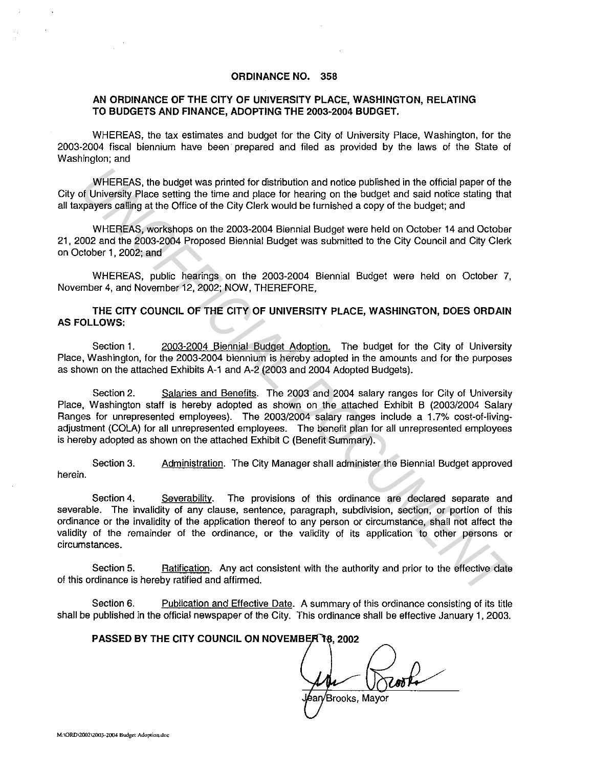# ORDINANCE NO. 358

## AN ORDINANCE OF THE CITY OF UNIVERSITY PLACE, WASHINGTON, RELATING TO BUDGETS AND FINANCE, ADOPTING THE 2003-2004 BUDGET.

WHEREAS, the tax estimates and budget for the City of University Place, Washington, for the 2003-2004 fiscal biennium have been prepared and filed as provided by the laws of the State of Washington; and

WHEREAS, the budget was printed for distribution and notice published in the official paper of the City of University Place setting the time and place for hearing on the budget and said notice stating that all taxpayers calling at the Office of the City Clerk would be furnished a copy of the budget; and

WHEREAS, workshops on the 2003-2004 Biennial Budget were held on October 14 and October 21, 2002 and the 2003-2004 Proposed Biennial Budget was submitted to the City Council and City Clerk on October 1, 2002; and

WHEREAS, public hearings on the 2003-2004 Biennial Budget were held on October 7, November 4, and November 12, 2002; NOW, THEREFORE,

**THE CITY COUNCIL OF THE CITY OF UNIVERSITY PLACE, WASHINGTON, DOES ORDAIN AS FOLLOWS:**

Section 1. 2003-2004 Biennial Budget Adoption. The budget for the City of University Place, Washington, for the 2003-2004 biennium is hereby adopted in the amounts and for the purposes as shown on the attached Exhibits A-1 and A-2 (2003 and 2004 Adopted Budgets).

Section 2. Salaries and Benefits. The 2003 and 2004 salary ranges for City of University Place, Washington staff is hereby adopted as shown on the attached Exhibit B (2003/2004 Salary Ranges for unrepresented employees). The 2003/2004 salary ranges include a 1.7% cost-of-living-adjustment (COLA) for all unrepresented employees. The benefit plan for all unrepresented employees is hereby adopted as shown on the attached Exhibit C (Benefit Summary).

Section 3. Administration. The City Manager shall administer the Biennial Budget approved herein.

Section 4. Severability. The provisions of this ordinance are declared separate and severable. The invalidity of any clause, sentence, paragraph, subdivision, section, or portion of this ordinance or the invalidity of the application thereof to any person or circumstance, shall not affect the validity of the remainder of the ordinance, or the validity of its application to other persons or circumstances.

Section 5. Ratification. Any act consistent with the authority and prior to the effective date of this ordinance is hereby ratified and affirmed.

Section 6. Publication and Effective Date. A summary of this ordinance consisting of its title shall be published in the official newspaper of the City. This ordinance shall be effective January 1, 2003.

**PASSED BY THE CITY COUNCIL ON NOVEMBER 18, 2002**

Jean Brooks, Mayor

M:\ORD\2002\2003-2004 Budget Adoption.doc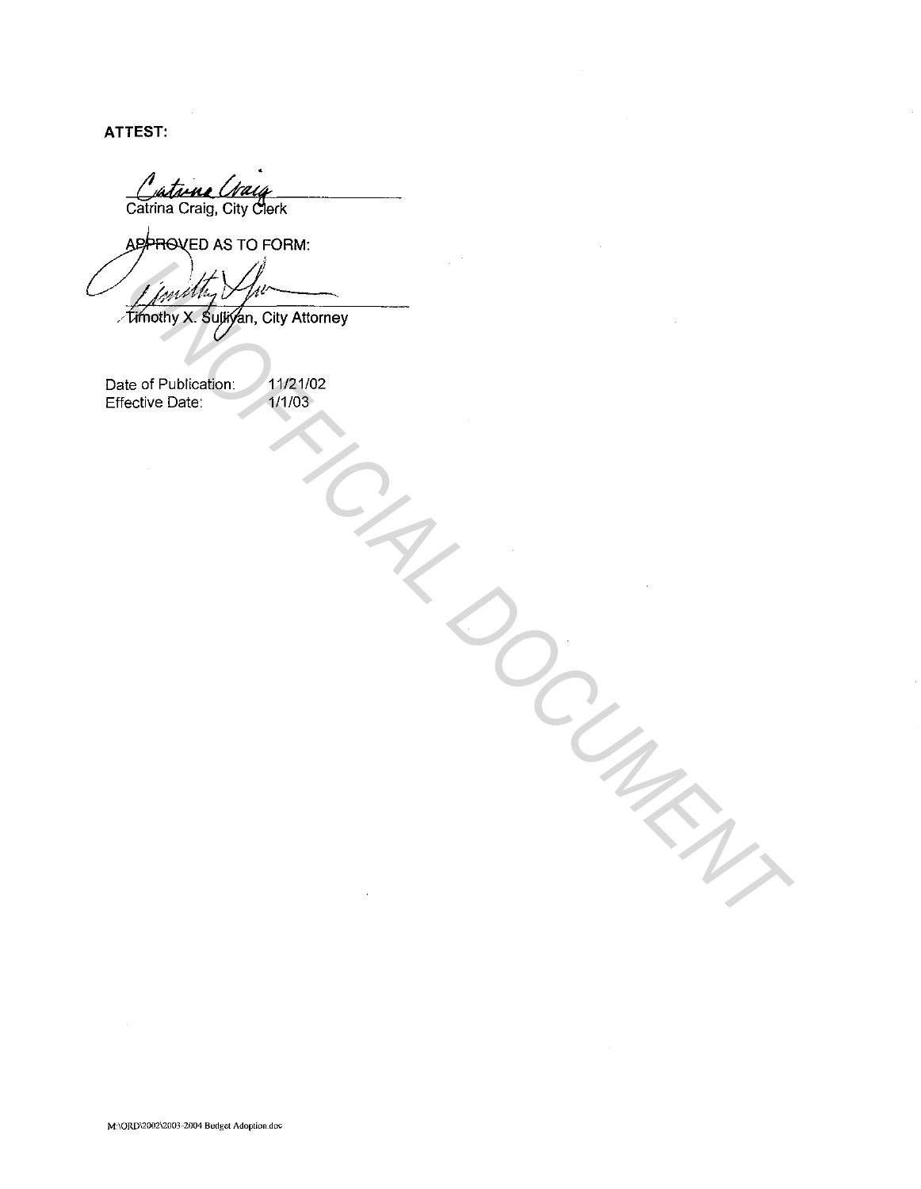**ATTEST:**

Catrina Craig
Catrina Craig, City Clerk

APPROVED AS TO FORM:

Timothy X. Sullivan
Timothy X. Sullivan, City Attorney

Date of Publication: 11/21/02
Effective Date: 1/1/03

UNOFFICIAL DOCUMENT

M:\ORD\2002\2003-2004 Budget Adoption.doc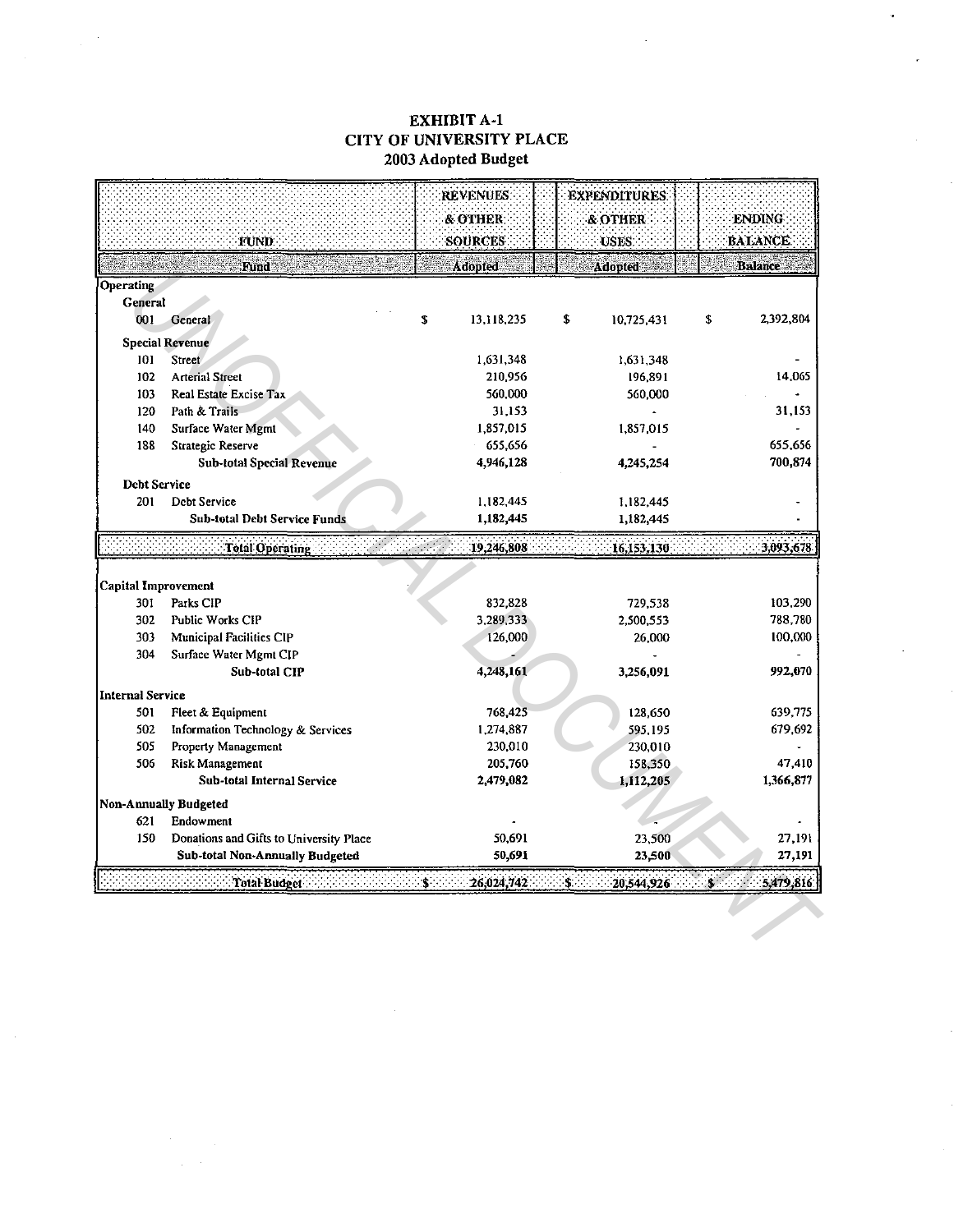# EXHIBIT A-1
# CITY OF UNIVERSITY PLACE
## 2003 Adopted Budget

| FUND | | REVENUES & OTHER SOURCES | EXPENDITURES & OTHER USES | ENDING BALANCE |
|---|---|---|---|---|
| | Fund | Adopted | Adopted | Balance |
| **Operating** | | | | |
| **General** | | | | |
| 001 | General | $ 13,118,235 | $ 10,725,431 | $ 2,392,804 |
| **Special Revenue** | | | | |
| 101 | Street | 1,631,348 | 1,631,348 | - |
| 102 | Arterial Street | 210,956 | 196,891 | 14,065 |
| 103 | Real Estate Excise Tax | 560,000 | 560,000 | - |
| 120 | Path & Trails | 31,153 | - | 31,153 |
| 140 | Surface Water Mgmt | 1,857,015 | 1,857,015 | - |
| 188 | Strategic Reserve | 655,656 | - | 655,656 |
| | **Sub-total Special Revenue** | **4,946,128** | **4,245,254** | **700,874** |
| **Debt Service** | | | | |
| 201 | Debt Service | 1,182,445 | 1,182,445 | - |
| | **Sub-total Debt Service Funds** | **1,182,445** | **1,182,445** | **-** |
| | **Total Operating** | **19,246,808** | **16,153,130** | **3,093,678** |
| **Capital Improvement** | | | | |
| 301 | Parks CIP | 832,828 | 729,538 | 103,290 |
| 302 | Public Works CIP | 3,289,333 | 2,500,553 | 788,780 |
| 303 | Municipal Facilities CIP | 126,000 | 26,000 | 100,000 |
| 304 | Surface Water Mgmt CIP | - | - | - |
| | **Sub-total CIP** | **4,248,161** | **3,256,091** | **992,070** |
| **Internal Service** | | | | |
| 501 | Fleet & Equipment | 768,425 | 128,650 | 639,775 |
| 502 | Information Technology & Services | 1,274,887 | 595,195 | 679,692 |
| 505 | Property Management | 230,010 | 230,010 | - |
| 506 | Risk Management | 205,760 | 158,350 | 47,410 |
| | **Sub-total Internal Service** | **2,479,082** | **1,112,205** | **1,366,877** |
| **Non-Annually Budgeted** | | | | |
| 621 | Endowment | - | - | - |
| 150 | Donations and Gifts to University Place | 50,691 | 23,500 | 27,191 |
| | **Sub-total Non-Annually Budgeted** | **50,691** | **23,500** | **27,191** |
| | **Total Budget** | **$ 26,024,742** | **$ 20,544,926** | **$ 5,479,816** |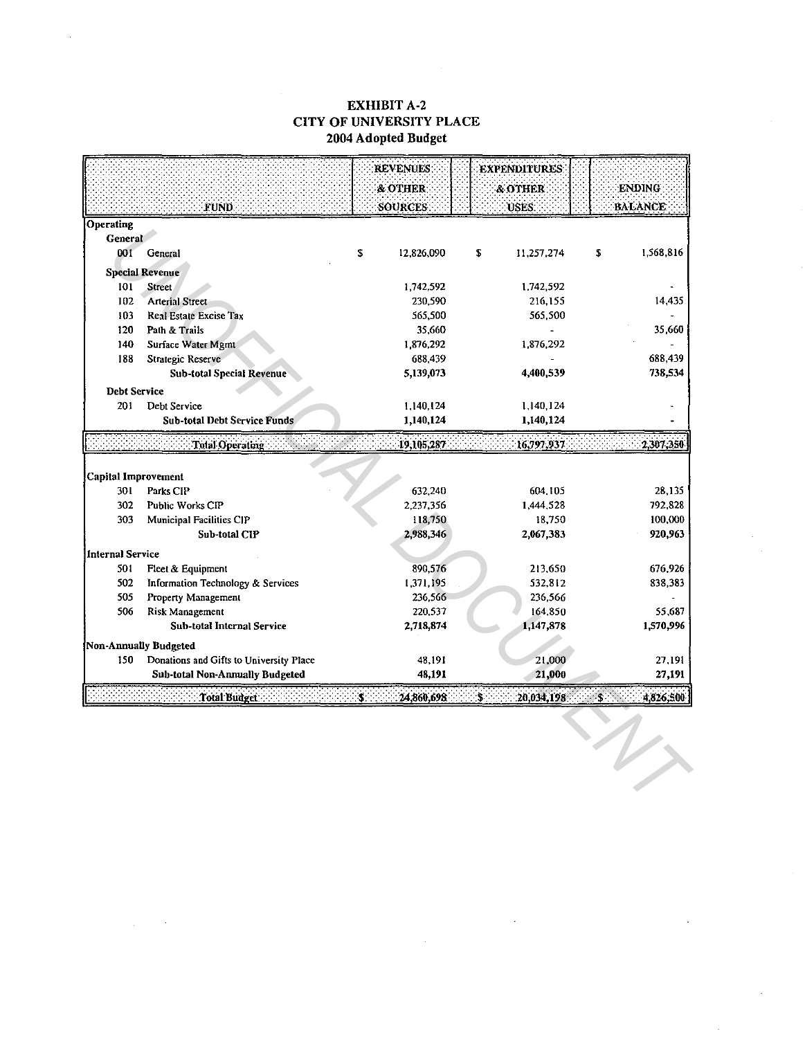# EXHIBIT A-2
# CITY OF UNIVERSITY PLACE
## 2004 Adopted Budget

| FUND | | REVENUES & OTHER SOURCES | EXPENDITURES & OTHER USES | ENDING BALANCE |
|---|---|---|---|---|
| **Operating** | | | | |
| **General** | | | | |
| 001 | General | $ 12,826,090 | $ 11,257,274 | $ 1,568,816 |
| **Special Revenue** | | | | |
| 101 | Street | 1,742,592 | 1,742,592 | - |
| 102 | Arterial Street | 230,590 | 216,155 | 14,435 |
| 103 | Real Estate Excise Tax | 565,500 | 565,500 | - |
| 120 | Path & Trails | 35,660 | - | 35,660 |
| 140 | Surface Water Mgmt | 1,876,292 | 1,876,292 | - |
| 188 | Strategic Reserve | 688,439 | - | 688,439 |
| | **Sub-total Special Revenue** | **5,139,073** | **4,400,539** | **738,534** |
| **Debt Service** | | | | |
| 201 | Debt Service | 1,140,124 | 1,140,124 | - |
| | **Sub-total Debt Service Funds** | **1,140,124** | **1,140,124** | **-** |
| | **Total Operating** | **19,105,287** | **16,797,937** | **2,307,350** |
| **Capital Improvement** | | | | |
| 301 | Parks CIP | 632,240 | 604,105 | 28,135 |
| 302 | Public Works CIP | 2,237,356 | 1,444,528 | 792,828 |
| 303 | Municipal Facilities CIP | 118,750 | 18,750 | 100,000 |
| | **Sub-total CIP** | **2,988,346** | **2,067,383** | **920,963** |
| **Internal Service** | | | | |
| 501 | Fleet & Equipment | 890,576 | 213,650 | 676,926 |
| 502 | Information Technology & Services | 1,371,195 | 532,812 | 838,383 |
| 505 | Property Management | 236,566 | 236,566 | - |
| 506 | Risk Management | 220,537 | 164,850 | 55,687 |
| | **Sub-total Internal Service** | **2,718,874** | **1,147,878** | **1,570,996** |
| **Non-Annually Budgeted** | | | | |
| 150 | Donations and Gifts to University Place | 48,191 | 21,000 | 27,191 |
| | **Sub-total Non-Annually Budgeted** | **48,191** | **21,000** | **27,191** |
| | **Total Budget** | **$ 24,860,698** | **$ 20,034,198** | **$ 4,826,500** |

UNOFFICIAL DOCUMENT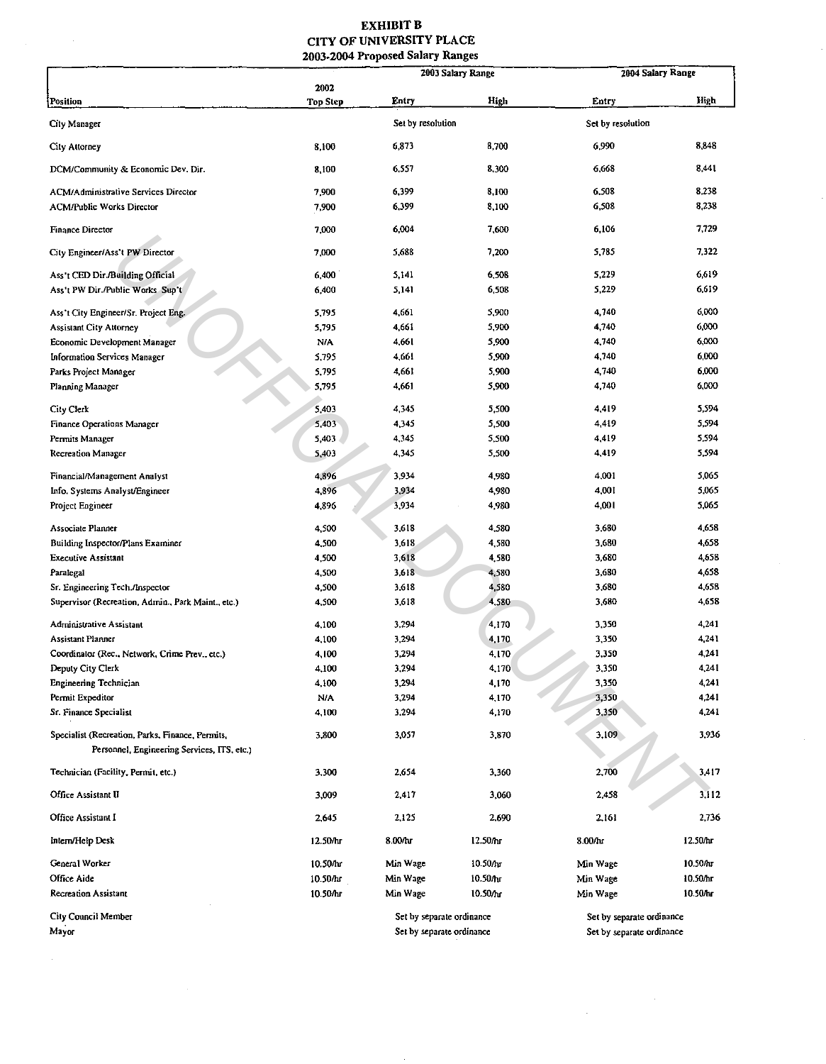**EXHIBIT B**
**CITY OF UNIVERSITY PLACE**
**2003-2004 Proposed Salary Ranges**

| Position | 2002 Top Step | 2003 Salary Range Entry | 2003 Salary Range High | 2004 Salary Range Entry | 2004 Salary Range High |
|---|---|---|---|---|---|
| City Manager | | Set by resolution | | Set by resolution | |
| City Attorney | 8,100 | 6,873 | 8,700 | 6,990 | 8,848 |
| DCM/Community & Economic Dev. Dir. | 8,100 | 6,557 | 8,300 | 6,668 | 8,441 |
| ACM/Administrative Services Director | 7,900 | 6,399 | 8,100 | 6,508 | 8,238 |
| ACM/Public Works Director | 7,900 | 6,399 | 8,100 | 6,508 | 8,238 |
| Finance Director | 7,000 | 6,004 | 7,600 | 6,106 | 7,729 |
| City Engineer/Ass't PW Director | 7,000 | 5,688 | 7,200 | 5,785 | 7,322 |
| Ass't CED Dir./Building Official | 6,400 | 5,141 | 6,508 | 5,229 | 6,619 |
| Ass't PW Dir./Public Works Sup't | 6,400 | 5,141 | 6,508 | 5,229 | 6,619 |
| Ass't City Engineer/Sr. Project Eng. | 5,795 | 4,661 | 5,900 | 4,740 | 6,000 |
| Assistant City Attorney | 5,795 | 4,661 | 5,900 | 4,740 | 6,000 |
| Economic Development Manager | N/A | 4,661 | 5,900 | 4,740 | 6,000 |
| Information Services Manager | 5,795 | 4,661 | 5,900 | 4,740 | 6,000 |
| Parks Project Manager | 5,795 | 4,661 | 5,900 | 4,740 | 6,000 |
| Planning Manager | 5,795 | 4,661 | 5,900 | 4,740 | 6,000 |
| City Clerk | 5,403 | 4,345 | 5,500 | 4,419 | 5,594 |
| Finance Operations Manager | 5,403 | 4,345 | 5,500 | 4,419 | 5,594 |
| Permits Manager | 5,403 | 4,345 | 5,500 | 4,419 | 5,594 |
| Recreation Manager | 5,403 | 4,345 | 5,500 | 4,419 | 5,594 |
| Financial/Management Analyst | 4,896 | 3,934 | 4,980 | 4,001 | 5,065 |
| Info. Systems Analyst/Engineer | 4,896 | 3,934 | 4,980 | 4,001 | 5,065 |
| Project Engineer | 4,896 | 3,934 | 4,980 | 4,001 | 5,065 |
| Associate Planner | 4,500 | 3,618 | 4,580 | 3,680 | 4,658 |
| Building Inspector/Plans Examiner | 4,500 | 3,618 | 4,580 | 3,680 | 4,658 |
| Executive Assistant | 4,500 | 3,618 | 4,580 | 3,680 | 4,658 |
| Paralegal | 4,500 | 3,618 | 4,580 | 3,680 | 4,658 |
| Sr. Engineering Tech./Inspector | 4,500 | 3,618 | 4,580 | 3,680 | 4,658 |
| Supervisor (Recreation, Admin., Park Maint., etc.) | 4,500 | 3,618 | 4,580 | 3,680 | 4,658 |
| Administrative Assistant | 4,100 | 3,294 | 4,170 | 3,350 | 4,241 |
| Assistant Planner | 4,100 | 3,294 | 4,170 | 3,350 | 4,241 |
| Coordinator (Rec., Network, Crime Prev., etc.) | 4,100 | 3,294 | 4,170 | 3,350 | 4,241 |
| Deputy City Clerk | 4,100 | 3,294 | 4,170 | 3,350 | 4,241 |
| Engineering Technician | 4,100 | 3,294 | 4,170 | 3,350 | 4,241 |
| Permit Expeditor | N/A | 3,294 | 4,170 | 3,350 | 4,241 |
| Sr. Finance Specialist | 4,100 | 3,294 | 4,170 | 3,350 | 4,241 |
| Specialist (Recreation, Parks, Finance, Permits, Personnel, Engineering Services, ITS, etc.) | 3,800 | 3,057 | 3,870 | 3,109 | 3,936 |
| Technician (Facility, Permit, etc.) | 3,300 | 2,654 | 3,360 | 2,700 | 3,417 |
| Office Assistant II | 3,009 | 2,417 | 3,060 | 2,458 | 3,112 |
| Office Assistant I | 2,645 | 2,125 | 2,690 | 2,161 | 2,736 |
| Intern/Help Desk | 12.50/hr | 8.00/hr | 12.50/hr | 8.00/hr | 12.50/hr |
| General Worker | 10.50/hr | Min Wage | 10.50/hr | Min Wage | 10.50/hr |
| Office Aide | 10.50/hr | Min Wage | 10.50/hr | Min Wage | 10.50/hr |
| Recreation Assistant | 10.50/hr | Min Wage | 10.50/hr | Min Wage | 10.50/hr |
| City Council Member | | Set by separate ordinance | | Set by separate ordinance | |
| Mayor | | Set by separate ordinance | | Set by separate ordinance | |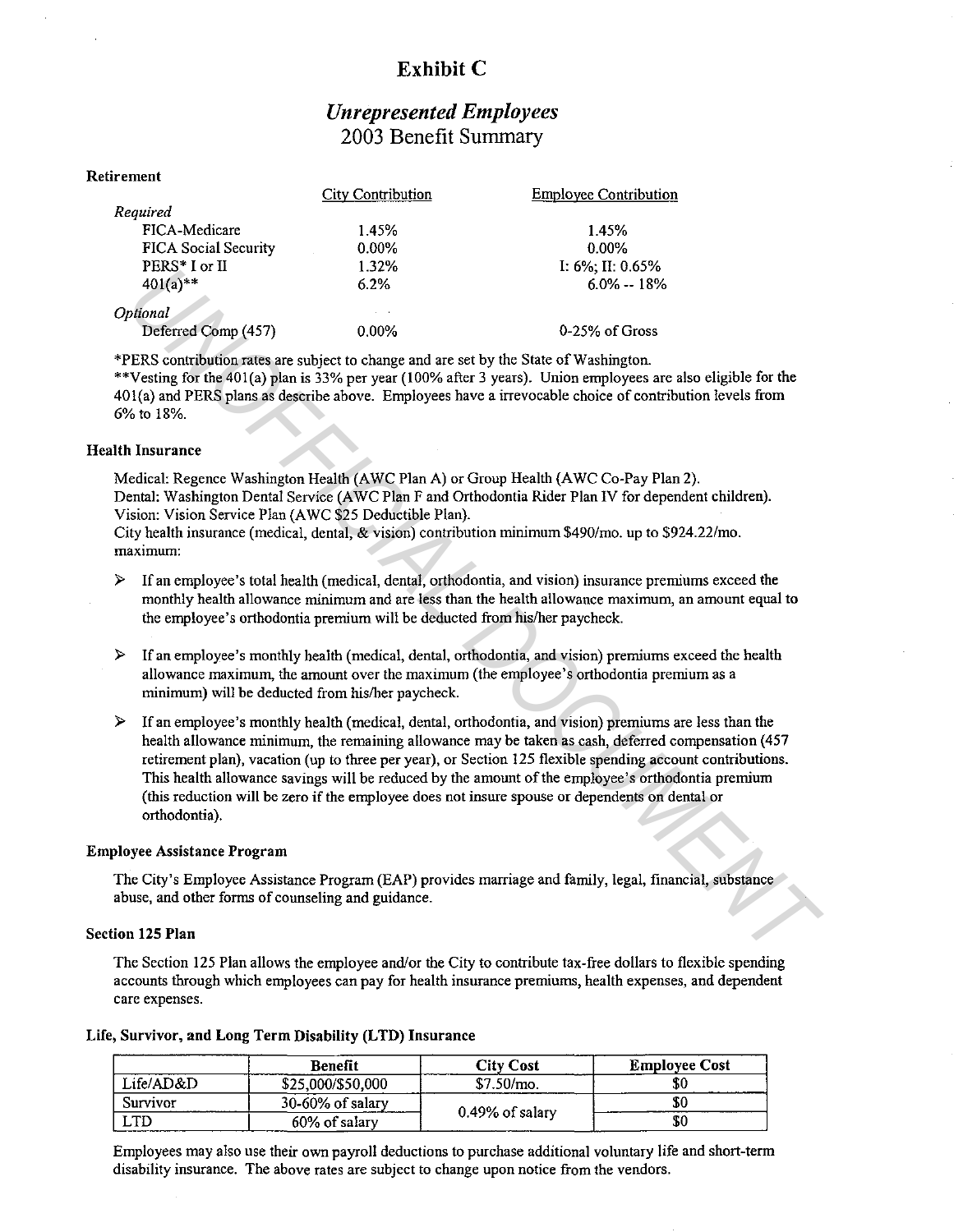# Exhibit C

## *Unrepresented Employees*
## 2003 Benefit Summary

**Retirement**

| | City Contribution | Employee Contribution |
|---|---|---|
| *Required* | | |
| FICA-Medicare | 1.45% | 1.45% |
| FICA Social Security | 0.00% | 0.00% |
| PERS* I or II | 1.32% | I: 6%; II: 0.65% |
| 401(a)** | 6.2% | 6.0% -- 18% |
| *Optional* | | |
| Deferred Comp (457) | 0.00% | 0-25% of Gross |

*PERS contribution rates are subject to change and are set by the State of Washington.
**Vesting for the 401(a) plan is 33% per year (100% after 3 years). Union employees are also eligible for the 401(a) and PERS plans as describe above. Employees have a irrevocable choice of contribution levels from 6% to 18%.

**Health Insurance**

Medical: Regence Washington Health (AWC Plan A) or Group Health (AWC Co-Pay Plan 2).
Dental: Washington Dental Service (AWC Plan F and Orthodontia Rider Plan IV for dependent children).
Vision: Vision Service Plan (AWC $25 Deductible Plan).
City health insurance (medical, dental, & vision) contribution minimum $490/mo. up to $924.22/mo. maximum:

- If an employee's total health (medical, dental, orthodontia, and vision) insurance premiums exceed the monthly health allowance minimum and are less than the health allowance maximum, an amount equal to the employee's orthodontia premium will be deducted from his/her paycheck.
- If an employee's monthly health (medical, dental, orthodontia, and vision) premiums exceed the health allowance maximum, the amount over the maximum (the employee's orthodontia premium as a minimum) will be deducted from his/her paycheck.
- If an employee's monthly health (medical, dental, orthodontia, and vision) premiums are less than the health allowance minimum, the remaining allowance may be taken as cash, deferred compensation (457 retirement plan), vacation (up to three per year), or Section 125 flexible spending account contributions. This health allowance savings will be reduced by the amount of the employee's orthodontia premium (this reduction will be zero if the employee does not insure spouse or dependents on dental or orthodontia).

**Employee Assistance Program**

The City's Employee Assistance Program (EAP) provides marriage and family, legal, financial, substance abuse, and other forms of counseling and guidance.

**Section 125 Plan**

The Section 125 Plan allows the employee and/or the City to contribute tax-free dollars to flexible spending accounts through which employees can pay for health insurance premiums, health expenses, and dependent care expenses.

**Life, Survivor, and Long Term Disability (LTD) Insurance**

| | Benefit | City Cost | Employee Cost |
|---|---|---|---|
| Life/AD&D | $25,000/$50,000 | $7.50/mo. | $0 |
| Survivor | 30-60% of salary | 0.49% of salary | $0 |
| LTD | 60% of salary | | $0 |

Employees may also use their own payroll deductions to purchase additional voluntary life and short-term disability insurance. The above rates are subject to change upon notice from the vendors.